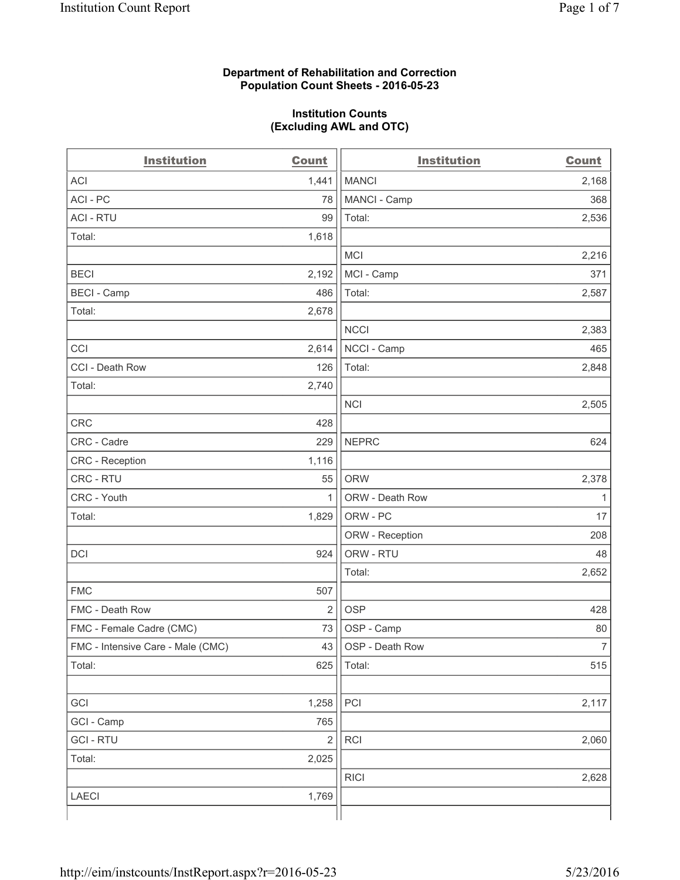**Department of Rehabilitation and Correction**
**Population Count Sheets - 2016-05-23**

**Institution Counts**
**(Excluding AWL and OTC)**

| Institution | Count | Institution | Count |
|---|---|---|---|
| ACI | 1,441 | MANCI | 2,168 |
| ACI - PC | 78 | MANCI - Camp | 368 |
| ACI - RTU | 99 | Total: | 2,536 |
| Total: | 1,618 | | |
| | | MCI | 2,216 |
| BECI | 2,192 | MCI - Camp | 371 |
| BECI - Camp | 486 | Total: | 2,587 |
| Total: | 2,678 | | |
| | | NCCI | 2,383 |
| CCI | 2,614 | NCCI - Camp | 465 |
| CCI - Death Row | 126 | Total: | 2,848 |
| Total: | 2,740 | | |
| | | NCI | 2,505 |
| CRC | 428 | | |
| CRC - Cadre | 229 | NEPRC | 624 |
| CRC - Reception | 1,116 | | |
| CRC - RTU | 55 | ORW | 2,378 |
| CRC - Youth | 1 | ORW - Death Row | 1 |
| Total: | 1,829 | ORW - PC | 17 |
| | | ORW - Reception | 208 |
| DCI | 924 | ORW - RTU | 48 |
| | | Total: | 2,652 |
| FMC | 507 | | |
| FMC - Death Row | 2 | OSP | 428 |
| FMC - Female Cadre (CMC) | 73 | OSP - Camp | 80 |
| FMC - Intensive Care - Male (CMC) | 43 | OSP - Death Row | 7 |
| Total: | 625 | Total: | 515 |
| | | | |
| GCI | 1,258 | PCI | 2,117 |
| GCI - Camp | 765 | | |
| GCI - RTU | 2 | RCI | 2,060 |
| Total: | 2,025 | | |
| | | RICI | 2,628 |
| LAECI | 1,769 | | |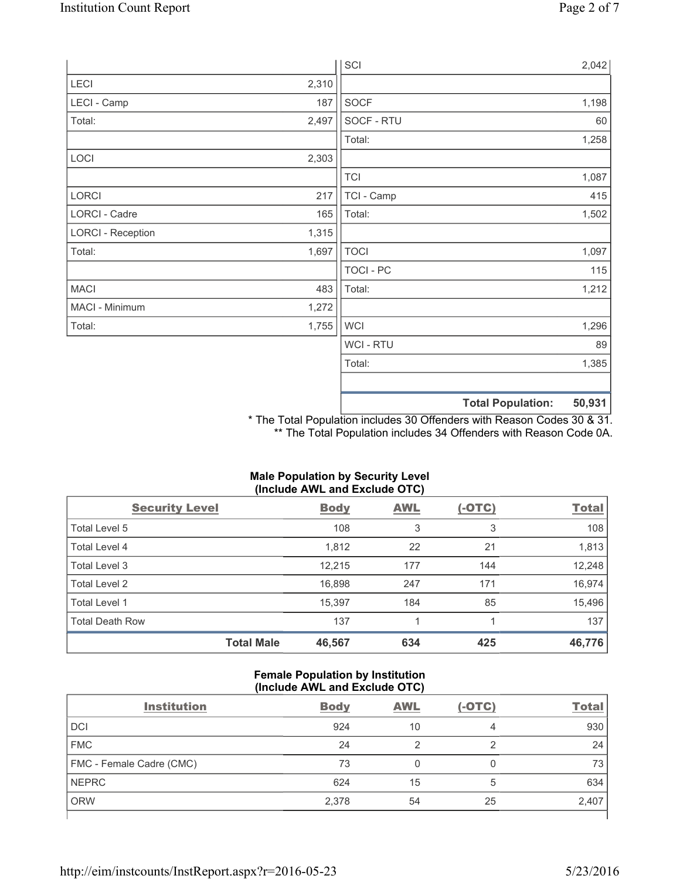| | |
|---|---|
| LECI | 2,310 |
| LECI - Camp | 187 |
| Total: | 2,497 |
| | |
| LOCI | 2,303 |
| | |
| LORCI | 217 |
| LORCI - Cadre | 165 |
| LORCI - Reception | 1,315 |
| Total: | 1,697 |
| | |
| MACI | 483 |
| MACI - Minimum | 1,272 |
| Total: | 1,755 |

| | |
|---|---|
| SCI | 2,042 |
| | |
| SOCF | 1,198 |
| SOCF - RTU | 60 |
| Total: | 1,258 |
| | |
| TCI | 1,087 |
| TCI - Camp | 415 |
| Total: | 1,502 |
| | |
| TOCI | 1,097 |
| TOCI - PC | 115 |
| Total: | 1,212 |
| | |
| WCI | 1,296 |
| WCI - RTU | 89 |
| Total: | 1,385 |
| | |
| **Total Population:** | **50,931** |

* The Total Population includes 30 Offenders with Reason Codes 30 & 31.
** The Total Population includes 34 Offenders with Reason Code 0A.

**Male Population by Security Level (Include AWL and Exclude OTC)**

| Security Level | Body | AWL | (-OTC) | Total |
|---|---|---|---|---|
| Total Level 5 | 108 | 3 | 3 | 108 |
| Total Level 4 | 1,812 | 22 | 21 | 1,813 |
| Total Level 3 | 12,215 | 177 | 144 | 12,248 |
| Total Level 2 | 16,898 | 247 | 171 | 16,974 |
| Total Level 1 | 15,397 | 184 | 85 | 15,496 |
| Total Death Row | 137 | 1 | 1 | 137 |
| **Total Male** | **46,567** | **634** | **425** | **46,776** |

**Female Population by Institution (Include AWL and Exclude OTC)**

| Institution | Body | AWL | (-OTC) | Total |
|---|---|---|---|---|
| DCI | 924 | 10 | 4 | 930 |
| FMC | 24 | 2 | 2 | 24 |
| FMC - Female Cadre (CMC) | 73 | 0 | 0 | 73 |
| NEPRC | 624 | 15 | 5 | 634 |
| ORW | 2,378 | 54 | 25 | 2,407 |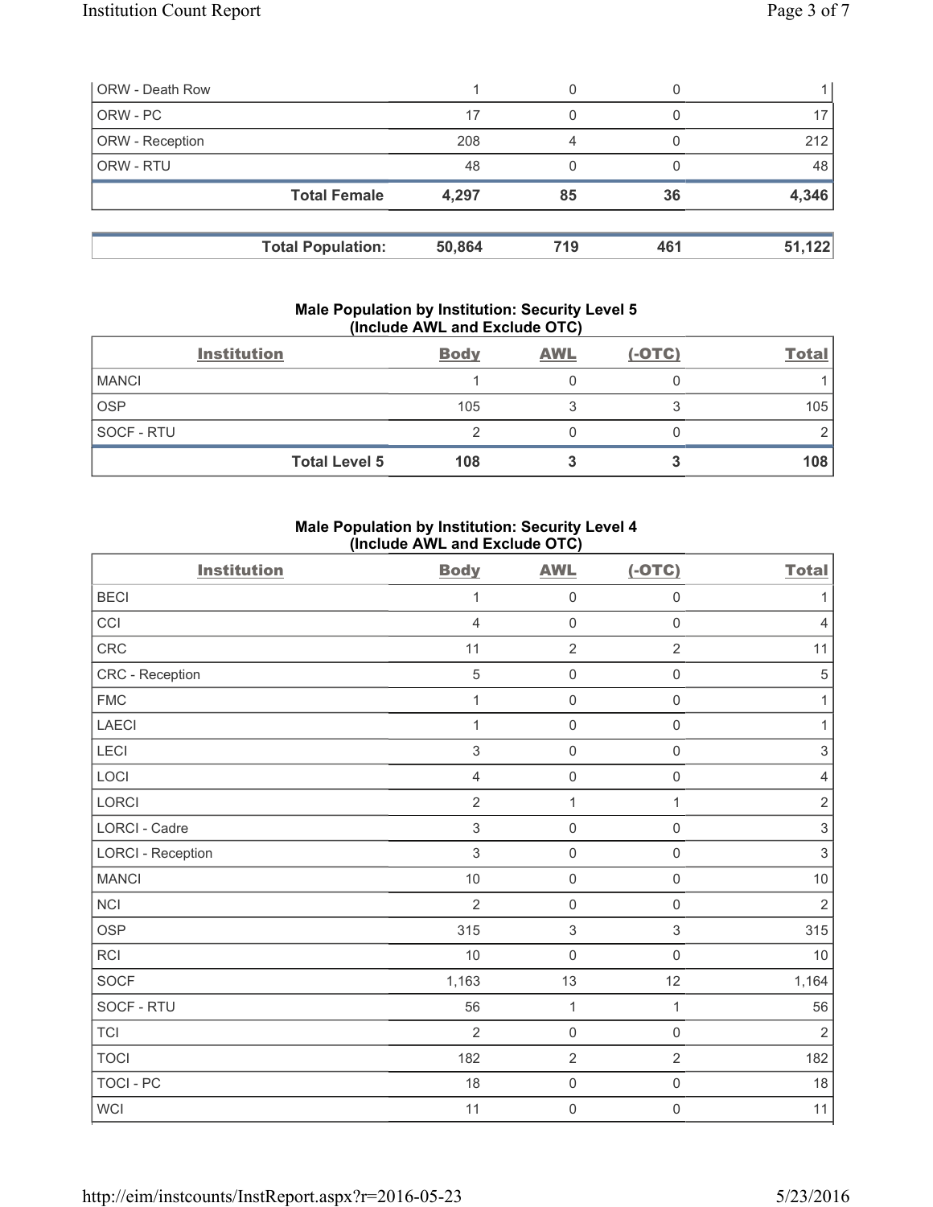| ORW - Death Row | 1 | 0 | 0 | 1 |
|---|---|---|---|---|
| ORW - PC | 17 | 0 | 0 | 17 |
| ORW - Reception | 208 | 4 | 0 | 212 |
| ORW - RTU | 48 | 0 | 0 | 48 |
| **Total Female** | **4,297** | **85** | **36** | **4,346** |

| **Total Population:** | **50,864** | **719** | **461** | **51,122** |
|---|---|---|---|---|

### Male Population by Institution: Security Level 5 (Include AWL and Exclude OTC)

| Institution | Body | AWL | (-OTC) | Total |
|---|---|---|---|---|
| MANCI | 1 | 0 | 0 | 1 |
| OSP | 105 | 3 | 3 | 105 |
| SOCF - RTU | 2 | 0 | 0 | 2 |
| **Total Level 5** | **108** | **3** | **3** | **108** |

### Male Population by Institution: Security Level 4 (Include AWL and Exclude OTC)

| Institution | Body | AWL | (-OTC) | Total |
|---|---|---|---|---|
| BECI | 1 | 0 | 0 | 1 |
| CCI | 4 | 0 | 0 | 4 |
| CRC | 11 | 2 | 2 | 11 |
| CRC - Reception | 5 | 0 | 0 | 5 |
| FMC | 1 | 0 | 0 | 1 |
| LAECI | 1 | 0 | 0 | 1 |
| LECI | 3 | 0 | 0 | 3 |
| LOCI | 4 | 0 | 0 | 4 |
| LORCI | 2 | 1 | 1 | 2 |
| LORCI - Cadre | 3 | 0 | 0 | 3 |
| LORCI - Reception | 3 | 0 | 0 | 3 |
| MANCI | 10 | 0 | 0 | 10 |
| NCI | 2 | 0 | 0 | 2 |
| OSP | 315 | 3 | 3 | 315 |
| RCI | 10 | 0 | 0 | 10 |
| SOCF | 1,163 | 13 | 12 | 1,164 |
| SOCF - RTU | 56 | 1 | 1 | 56 |
| TCI | 2 | 0 | 0 | 2 |
| TOCI | 182 | 2 | 2 | 182 |
| TOCI - PC | 18 | 0 | 0 | 18 |
| WCI | 11 | 0 | 0 | 11 |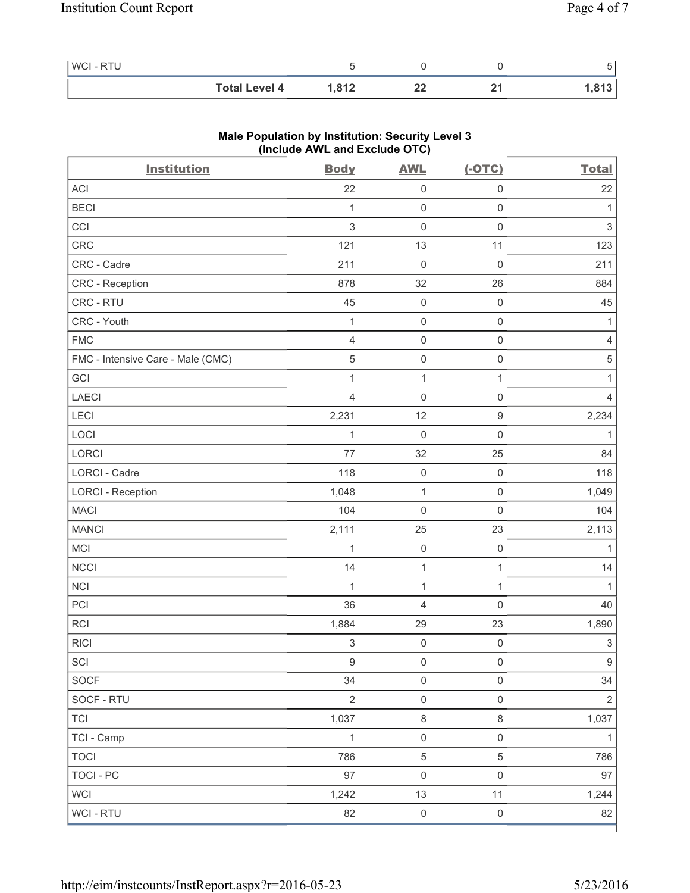| WCI - RTU | 5 | 0 | 0 | 5 |
|---|---|---|---|---|
| **Total Level 4** | **1,812** | **22** | **21** | **1,813** |

## Male Population by Institution: Security Level 3 (Include AWL and Exclude OTC)

| Institution | Body | AWL | (-OTC) | Total |
|---|---|---|---|---|
| ACI | 22 | 0 | 0 | 22 |
| BECI | 1 | 0 | 0 | 1 |
| CCI | 3 | 0 | 0 | 3 |
| CRC | 121 | 13 | 11 | 123 |
| CRC - Cadre | 211 | 0 | 0 | 211 |
| CRC - Reception | 878 | 32 | 26 | 884 |
| CRC - RTU | 45 | 0 | 0 | 45 |
| CRC - Youth | 1 | 0 | 0 | 1 |
| FMC | 4 | 0 | 0 | 4 |
| FMC - Intensive Care - Male (CMC) | 5 | 0 | 0 | 5 |
| GCI | 1 | 1 | 1 | 1 |
| LAECI | 4 | 0 | 0 | 4 |
| LECI | 2,231 | 12 | 9 | 2,234 |
| LOCI | 1 | 0 | 0 | 1 |
| LORCI | 77 | 32 | 25 | 84 |
| LORCI - Cadre | 118 | 0 | 0 | 118 |
| LORCI - Reception | 1,048 | 1 | 0 | 1,049 |
| MACI | 104 | 0 | 0 | 104 |
| MANCI | 2,111 | 25 | 23 | 2,113 |
| MCI | 1 | 0 | 0 | 1 |
| NCCI | 14 | 1 | 1 | 14 |
| NCI | 1 | 1 | 1 | 1 |
| PCI | 36 | 4 | 0 | 40 |
| RCI | 1,884 | 29 | 23 | 1,890 |
| RICI | 3 | 0 | 0 | 3 |
| SCI | 9 | 0 | 0 | 9 |
| SOCF | 34 | 0 | 0 | 34 |
| SOCF - RTU | 2 | 0 | 0 | 2 |
| TCI | 1,037 | 8 | 8 | 1,037 |
| TCI - Camp | 1 | 0 | 0 | 1 |
| TOCI | 786 | 5 | 5 | 786 |
| TOCI - PC | 97 | 0 | 0 | 97 |
| WCI | 1,242 | 13 | 11 | 1,244 |
| WCI - RTU | 82 | 0 | 0 | 82 |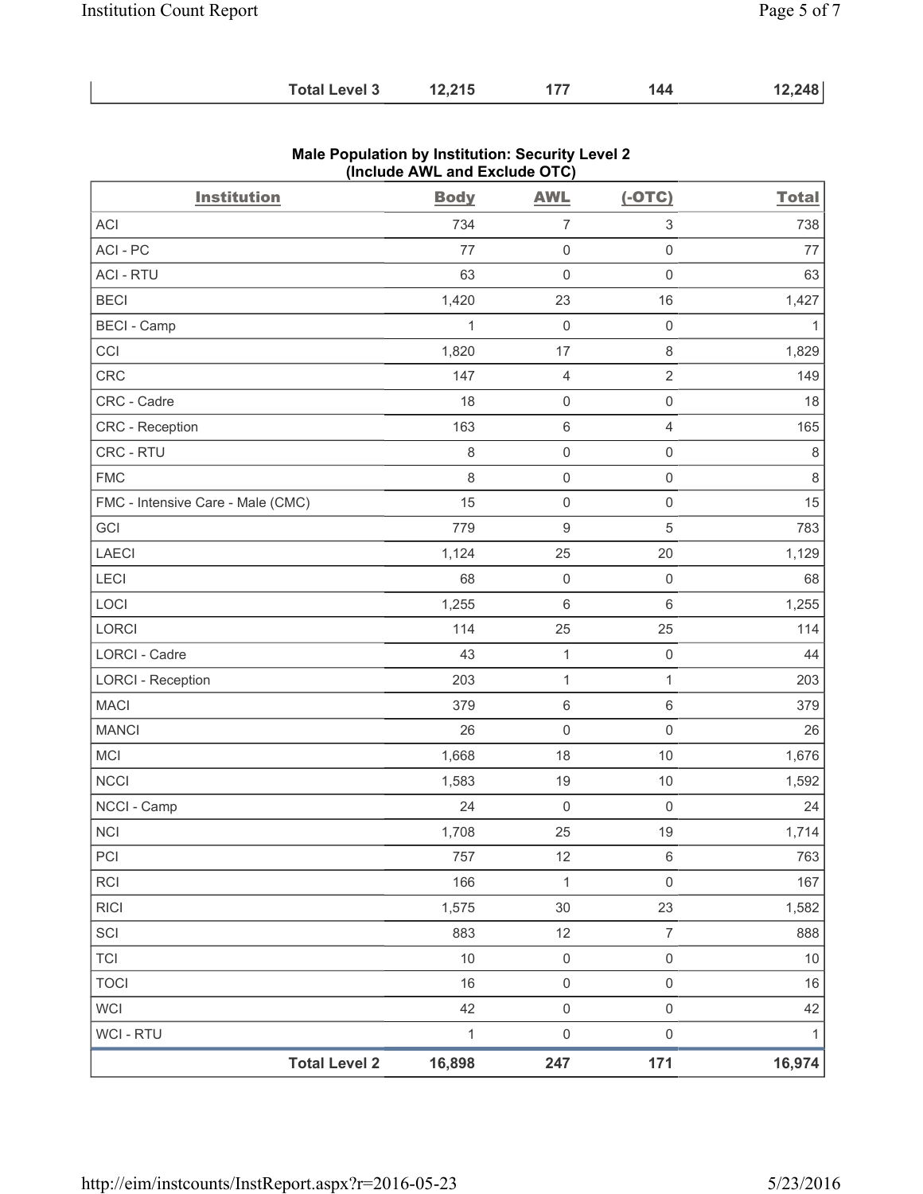| | | | | |
|---|---|---|---|---|
| **Total Level 3** | **12,215** | **177** | **144** | **12,248** |

## Male Population by Institution: Security Level 2 (Include AWL and Exclude OTC)

| Institution | Body | AWL | (-OTC) | Total |
|---|---|---|---|---|
| ACI | 734 | 7 | 3 | 738 |
| ACI - PC | 77 | 0 | 0 | 77 |
| ACI - RTU | 63 | 0 | 0 | 63 |
| BECI | 1,420 | 23 | 16 | 1,427 |
| BECI - Camp | 1 | 0 | 0 | 1 |
| CCI | 1,820 | 17 | 8 | 1,829 |
| CRC | 147 | 4 | 2 | 149 |
| CRC - Cadre | 18 | 0 | 0 | 18 |
| CRC - Reception | 163 | 6 | 4 | 165 |
| CRC - RTU | 8 | 0 | 0 | 8 |
| FMC | 8 | 0 | 0 | 8 |
| FMC - Intensive Care - Male (CMC) | 15 | 0 | 0 | 15 |
| GCI | 779 | 9 | 5 | 783 |
| LAECI | 1,124 | 25 | 20 | 1,129 |
| LECI | 68 | 0 | 0 | 68 |
| LOCI | 1,255 | 6 | 6 | 1,255 |
| LORCI | 114 | 25 | 25 | 114 |
| LORCI - Cadre | 43 | 1 | 0 | 44 |
| LORCI - Reception | 203 | 1 | 1 | 203 |
| MACI | 379 | 6 | 6 | 379 |
| MANCI | 26 | 0 | 0 | 26 |
| MCI | 1,668 | 18 | 10 | 1,676 |
| NCCI | 1,583 | 19 | 10 | 1,592 |
| NCCI - Camp | 24 | 0 | 0 | 24 |
| NCI | 1,708 | 25 | 19 | 1,714 |
| PCI | 757 | 12 | 6 | 763 |
| RCI | 166 | 1 | 0 | 167 |
| RICI | 1,575 | 30 | 23 | 1,582 |
| SCI | 883 | 12 | 7 | 888 |
| TCI | 10 | 0 | 0 | 10 |
| TOCI | 16 | 0 | 0 | 16 |
| WCI | 42 | 0 | 0 | 42 |
| WCI - RTU | 1 | 0 | 0 | 1 |
| **Total Level 2** | **16,898** | **247** | **171** | **16,974** |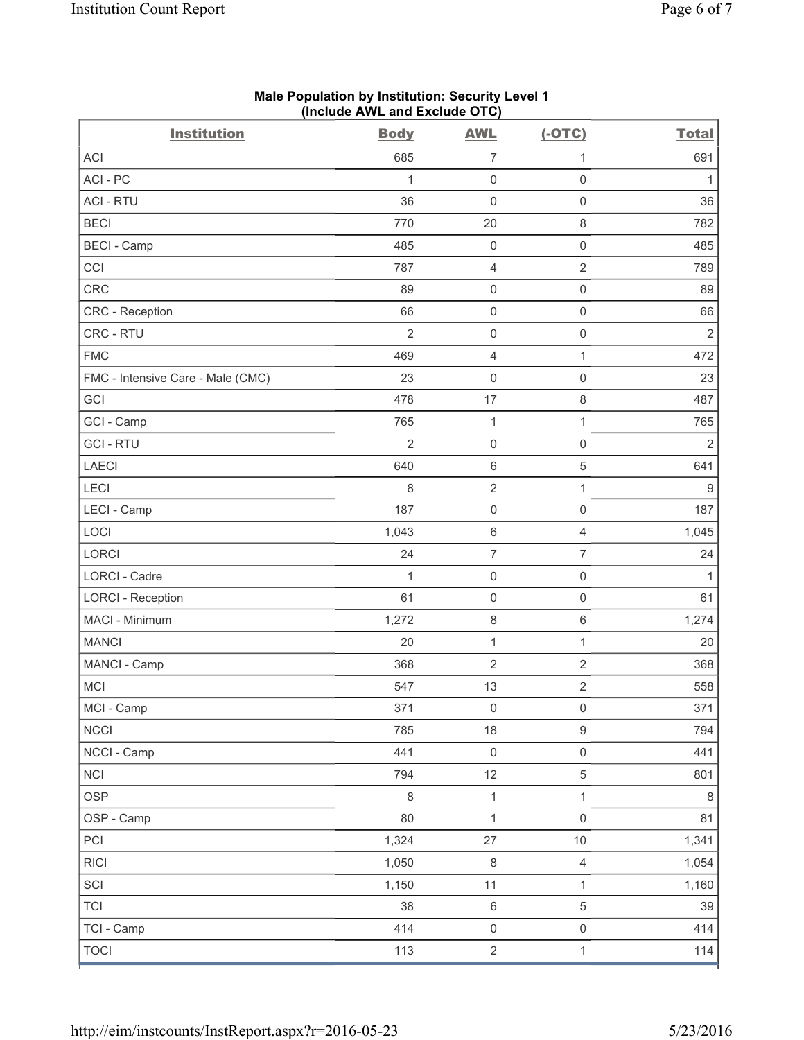**Male Population by Institution: Security Level 1 (Include AWL and Exclude OTC)**

| Institution | Body | AWL | (-OTC) | Total |
|---|---|---|---|---|
| ACI | 685 | 7 | 1 | 691 |
| ACI - PC | 1 | 0 | 0 | 1 |
| ACI - RTU | 36 | 0 | 0 | 36 |
| BECI | 770 | 20 | 8 | 782 |
| BECI - Camp | 485 | 0 | 0 | 485 |
| CCI | 787 | 4 | 2 | 789 |
| CRC | 89 | 0 | 0 | 89 |
| CRC - Reception | 66 | 0 | 0 | 66 |
| CRC - RTU | 2 | 0 | 0 | 2 |
| FMC | 469 | 4 | 1 | 472 |
| FMC - Intensive Care - Male (CMC) | 23 | 0 | 0 | 23 |
| GCI | 478 | 17 | 8 | 487 |
| GCI - Camp | 765 | 1 | 1 | 765 |
| GCI - RTU | 2 | 0 | 0 | 2 |
| LAECI | 640 | 6 | 5 | 641 |
| LECI | 8 | 2 | 1 | 9 |
| LECI - Camp | 187 | 0 | 0 | 187 |
| LOCI | 1,043 | 6 | 4 | 1,045 |
| LORCI | 24 | 7 | 7 | 24 |
| LORCI - Cadre | 1 | 0 | 0 | 1 |
| LORCI - Reception | 61 | 0 | 0 | 61 |
| MACI - Minimum | 1,272 | 8 | 6 | 1,274 |
| MANCI | 20 | 1 | 1 | 20 |
| MANCI - Camp | 368 | 2 | 2 | 368 |
| MCI | 547 | 13 | 2 | 558 |
| MCI - Camp | 371 | 0 | 0 | 371 |
| NCCI | 785 | 18 | 9 | 794 |
| NCCI - Camp | 441 | 0 | 0 | 441 |
| NCI | 794 | 12 | 5 | 801 |
| OSP | 8 | 1 | 1 | 8 |
| OSP - Camp | 80 | 1 | 0 | 81 |
| PCI | 1,324 | 27 | 10 | 1,341 |
| RICI | 1,050 | 8 | 4 | 1,054 |
| SCI | 1,150 | 11 | 1 | 1,160 |
| TCI | 38 | 6 | 5 | 39 |
| TCI - Camp | 414 | 0 | 0 | 414 |
| TOCI | 113 | 2 | 1 | 114 |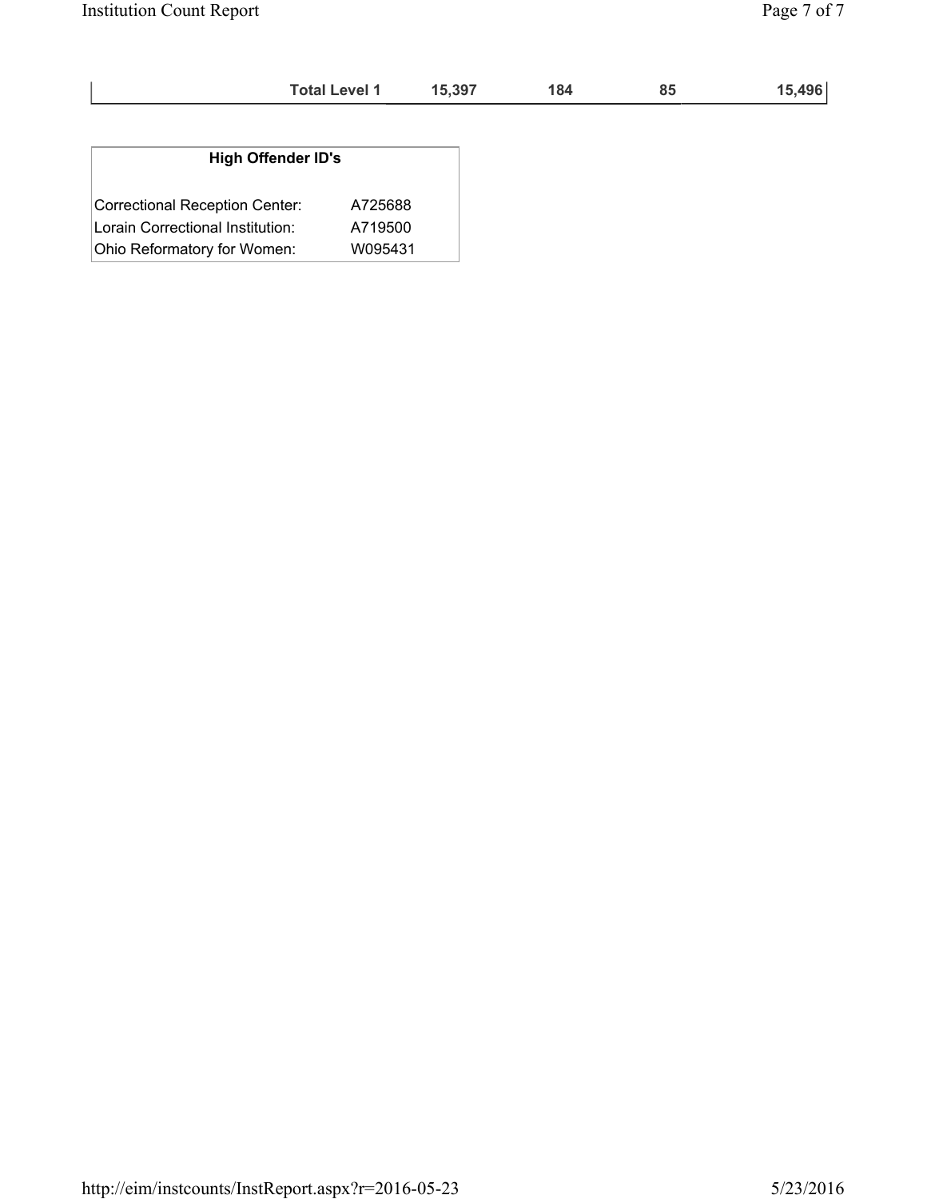| | | | | |
|---|---|---|---|---|
| **Total Level 1** | **15,397** | **184** | **85** | **15,496** |

| **High Offender ID's** | |
|---|---|
| Correctional Reception Center: | A725688 |
| Lorain Correctional Institution: | A719500 |
| Ohio Reformatory for Women: | W095431 |